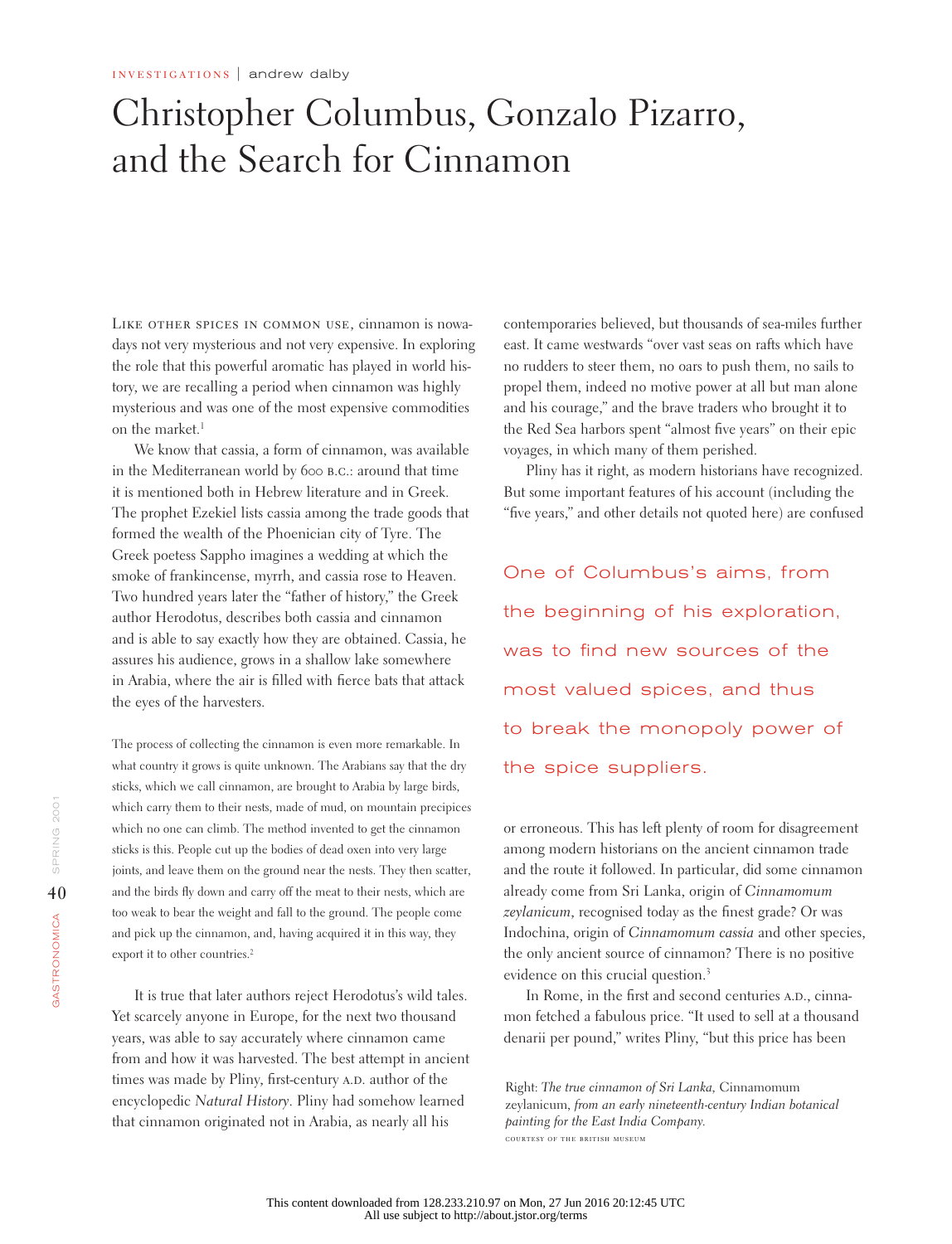INVESTIGATIONS | andrew dalby

# Christopher Columbus, Gonzalo Pizarro, and the Search for Cinnamon

LIKE OTHER SPICES IN COMMON USE, cinnamon is nowadays not very mysterious and not very expensive. In exploring the role that this powerful aromatic has played in world history, we are recalling a period when cinnamon was highly mysterious and was one of the most expensive commodities on the market.[1]

We know that cassia, a form of cinnamon, was available in the Mediterranean world by 600 B.C.: around that time it is mentioned both in Hebrew literature and in Greek. The prophet Ezekiel lists cassia among the trade goods that formed the wealth of the Phoenician city of Tyre. The Greek poetess Sappho imagines a wedding at which the smoke of frankincense, myrrh, and cassia rose to Heaven. Two hundred years later the "father of history," the Greek author Herodotus, describes both cassia and cinnamon and is able to say exactly how they are obtained. Cassia, he assures his audience, grows in a shallow lake somewhere in Arabia, where the air is filled with fierce bats that attack the eyes of the harvesters.

> The process of collecting the cinnamon is even more remarkable. In what country it grows is quite unknown. The Arabians say that the dry sticks, which we call cinnamon, are brought to Arabia by large birds, which carry them to their nests, made of mud, on mountain precipices which no one can climb. The method invented to get the cinnamon sticks is this. People cut up the bodies of dead oxen into very large joints, and leave them on the ground near the nests. They then scatter, and the birds fly down and carry off the meat to their nests, which are too weak to bear the weight and fall to the ground. The people come and pick up the cinnamon, and, having acquired it in this way, they export it to other countries.[2]

It is true that later authors reject Herodotus's wild tales. Yet scarcely anyone in Europe, for the next two thousand years, was able to say accurately where cinnamon came from and how it was harvested. The best attempt in ancient times was made by Pliny, first-century A.D. author of the encyclopedic *Natural History*. Pliny had somehow learned that cinnamon originated not in Arabia, as nearly all his contemporaries believed, but thousands of sea-miles further east. It came westwards "over vast seas on rafts which have no rudders to steer them, no oars to push them, no sails to propel them, indeed no motive power at all but man alone and his courage," and the brave traders who brought it to the Red Sea harbors spent "almost five years" on their epic voyages, in which many of them perished.

Pliny has it right, as modern historians have recognized. But some important features of his account (including the "five years," and other details not quoted here) are confused or erroneous. This has left plenty of room for disagreement among modern historians on the ancient cinnamon trade and the route it followed. In particular, did some cinnamon already come from Sri Lanka, origin of *Cinnamomum zeylanicum*, recognised today as the finest grade? Or was Indochina, origin of *Cinnamomum cassia* and other species, the only ancient source of cinnamon? There is no positive evidence on this crucial question.[3]

> One of Columbus's aims, from the beginning of his exploration, was to find new sources of the most valued spices, and thus to break the monopoly power of the spice suppliers.

In Rome, in the first and second centuries A.D., cinnamon fetched a fabulous price. "It used to sell at a thousand denarii per pound," writes Pliny, "but this price has been

Right: *The true cinnamon of Sri Lanka,* Cinnamomum zeylanicum, *from an early nineteenth-century Indian botanical painting for the East India Company.*
COURTESY OF THE BRITISH MUSEUM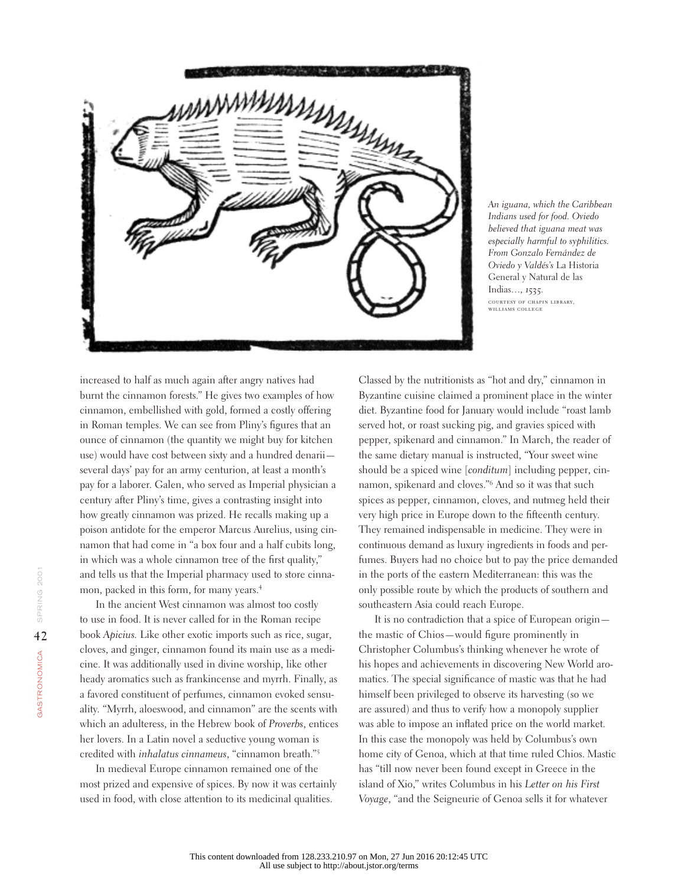*An iguana, which the Caribbean Indians used for food. Oviedo believed that iguana meat was especially harmful to syphilitics. From Gonzalo Fernández de Oviedo y Valdés's* La Historia General y Natural de las Indias…, *1535.*
COURTESY OF CHAPIN LIBRARY, WILLIAMS COLLEGE

increased to half as much again after angry natives had burnt the cinnamon forests." He gives two examples of how cinnamon, embellished with gold, formed a costly offering in Roman temples. We can see from Pliny's figures that an ounce of cinnamon (the quantity we might buy for kitchen use) would have cost between sixty and a hundred denarii—several days' pay for an army centurion, at least a month's pay for a laborer. Galen, who served as Imperial physician a century after Pliny's time, gives a contrasting insight into how greatly cinnamon was prized. He recalls making up a poison antidote for the emperor Marcus Aurelius, using cinnamon that had come in "a box four and a half cubits long, in which was a whole cinnamon tree of the first quality," and tells us that the Imperial pharmacy used to store cinnamon, packed in this form, for many years.[4]

In the ancient West cinnamon was almost too costly to use in food. It is never called for in the Roman recipe book *Apicius.* Like other exotic imports such as rice, sugar, cloves, and ginger, cinnamon found its main use as a medicine. It was additionally used in divine worship, like other heady aromatics such as frankincense and myrrh. Finally, as a favored constituent of perfumes, cinnamon evoked sensuality. "Myrrh, aloeswood, and cinnamon" are the scents with which an adulteress, in the Hebrew book of *Proverbs*, entices her lovers. In a Latin novel a seductive young woman is credited with *inhalatus cinnameus*, "cinnamon breath."[5]

In medieval Europe cinnamon remained one of the most prized and expensive of spices. By now it was certainly used in food, with close attention to its medicinal qualities. Classed by the nutritionists as "hot and dry," cinnamon in Byzantine cuisine claimed a prominent place in the winter diet. Byzantine food for January would include "roast lamb served hot, or roast sucking pig, and gravies spiced with pepper, spikenard and cinnamon." In March, the reader of the same dietary manual is instructed, "Your sweet wine should be a spiced wine [*conditum*] including pepper, cinnamon, spikenard and cloves."[6] And so it was that such spices as pepper, cinnamon, cloves, and nutmeg held their very high price in Europe down to the fifteenth century. They remained indispensable in medicine. They were in continuous demand as luxury ingredients in foods and perfumes. Buyers had no choice but to pay the price demanded in the ports of the eastern Mediterranean: this was the only possible route by which the products of southern and southeastern Asia could reach Europe.

It is no contradiction that a spice of European origin—the mastic of Chios—would figure prominently in Christopher Columbus's thinking whenever he wrote of his hopes and achievements in discovering New World aromatics. The special significance of mastic was that he had himself been privileged to observe its harvesting (so we are assured) and thus to verify how a monopoly supplier was able to impose an inflated price on the world market. In this case the monopoly was held by Columbus's own home city of Genoa, which at that time ruled Chios. Mastic has "till now never been found except in Greece in the island of Xio," writes Columbus in his *Letter on his First Voyage*, "and the Seigneurie of Genoa sells it for whatever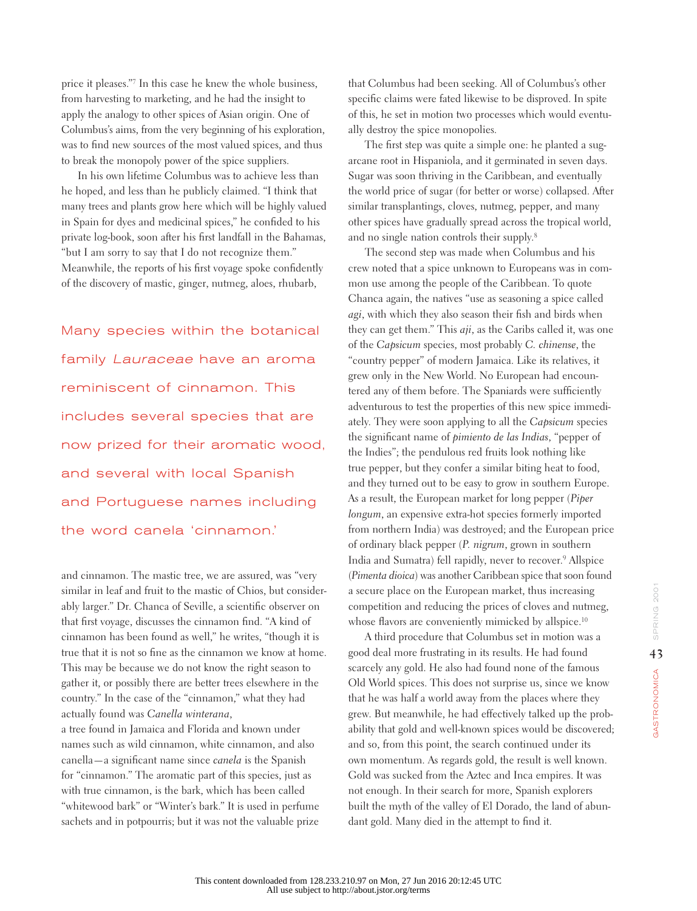price it pleases."[7] In this case he knew the whole business, from harvesting to marketing, and he had the insight to apply the analogy to other spices of Asian origin. One of Columbus's aims, from the very beginning of his exploration, was to find new sources of the most valued spices, and thus to break the monopoly power of the spice suppliers.

In his own lifetime Columbus was to achieve less than he hoped, and less than he publicly claimed. "I think that many trees and plants grow here which will be highly valued in Spain for dyes and medicinal spices," he confided to his private log-book, soon after his first landfall in the Bahamas, "but I am sorry to say that I do not recognize them." Meanwhile, the reports of his first voyage spoke confidently of the discovery of mastic, ginger, nutmeg, aloes, rhubarb, and cinnamon. The mastic tree, we are assured, was "very similar in leaf and fruit to the mastic of Chios, but considerably larger." Dr. Chanca of Seville, a scientific observer on that first voyage, discusses the cinnamon find. "A kind of cinnamon has been found as well," he writes, "though it is true that it is not so fine as the cinnamon we know at home. This may be because we do not know the right season to gather it, or possibly there are better trees elsewhere in the country." In the case of the "cinnamon," what they had actually found was *Canella winterana*, a tree found in Jamaica and Florida and known under names such as wild cinnamon, white cinnamon, and also canella—a significant name since *canela* is the Spanish for "cinnamon." The aromatic part of this species, just as with true cinnamon, is the bark, which has been called "whitewood bark" or "Winter's bark." It is used in perfume sachets and in potpourris; but it was not the valuable prize that Columbus had been seeking. All of Columbus's other specific claims were fated likewise to be disproved. In spite of this, he set in motion two processes which would eventually destroy the spice monopolies.

> Many species within the botanical family *Lauraceae* have an aroma reminiscent of cinnamon. This includes several species that are now prized for their aromatic wood, and several with local Spanish and Portuguese names including the word canela 'cinnamon.'

The first step was quite a simple one: he planted a sugarcane root in Hispaniola, and it germinated in seven days. Sugar was soon thriving in the Caribbean, and eventually the world price of sugar (for better or worse) collapsed. After similar transplantings, cloves, nutmeg, pepper, and many other spices have gradually spread across the tropical world, and no single nation controls their supply.[8]

The second step was made when Columbus and his crew noted that a spice unknown to Europeans was in common use among the people of the Caribbean. To quote Chanca again, the natives "use as seasoning a spice called *agi*, with which they also season their fish and birds when they can get them." This *aji*, as the Caribs called it, was one of the *Capsicum* species, most probably *C. chinense*, the "country pepper" of modern Jamaica. Like its relatives, it grew only in the New World. No European had encountered any of them before. The Spaniards were sufficiently adventurous to test the properties of this new spice immediately. They were soon applying to all the *Capsicum* species the significant name of *pimiento de las Indias*, "pepper of the Indies"; the pendulous red fruits look nothing like true pepper, but they confer a similar biting heat to food, and they turned out to be easy to grow in southern Europe. As a result, the European market for long pepper (*Piper longum*, an expensive extra-hot species formerly imported from northern India) was destroyed; and the European price of ordinary black pepper (*P. nigrum*, grown in southern India and Sumatra) fell rapidly, never to recover.[9] Allspice (*Pimenta dioica*) was another Caribbean spice that soon found a secure place on the European market, thus increasing competition and reducing the prices of cloves and nutmeg, whose flavors are conveniently mimicked by allspice.[10]

A third procedure that Columbus set in motion was a good deal more frustrating in its results. He had found scarcely any gold. He also had found none of the famous Old World spices. This does not surprise us, since we know that he was half a world away from the places where they grew. But meanwhile, he had effectively talked up the probability that gold and well-known spices would be discovered; and so, from this point, the search continued under its own momentum. As regards gold, the result is well known. Gold was sucked from the Aztec and Inca empires. It was not enough. In their search for more, Spanish explorers built the myth of the valley of El Dorado, the land of abundant gold. Many died in the attempt to find it.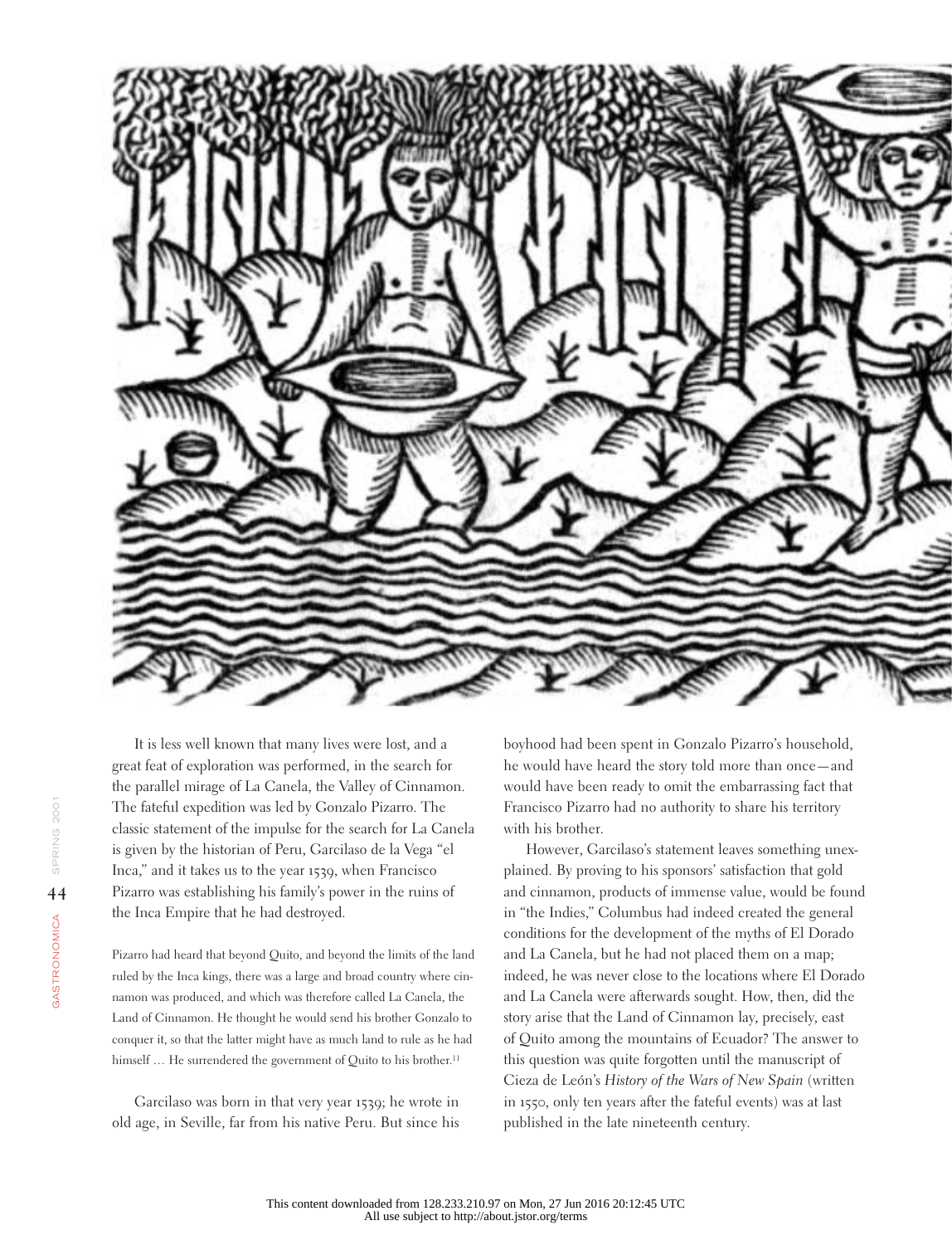It is less well known that many lives were lost, and a great feat of exploration was performed, in the search for the parallel mirage of La Canela, the Valley of Cinnamon. The fateful expedition was led by Gonzalo Pizarro. The classic statement of the impulse for the search for La Canela is given by the historian of Peru, Garcilaso de la Vega "el Inca," and it takes us to the year 1539, when Francisco Pizarro was establishing his family's power in the ruins of the Inca Empire that he had destroyed.

> Pizarro had heard that beyond Quito, and beyond the limits of the land ruled by the Inca kings, there was a large and broad country where cinnamon was produced, and which was therefore called La Canela, the Land of Cinnamon. He thought he would send his brother Gonzalo to conquer it, so that the latter might have as much land to rule as he had himself … He surrendered the government of Quito to his brother.[11]

Garcilaso was born in that very year 1539; he wrote in old age, in Seville, far from his native Peru. But since his boyhood had been spent in Gonzalo Pizarro's household, he would have heard the story told more than once—and would have been ready to omit the embarrassing fact that Francisco Pizarro had no authority to share his territory with his brother.

However, Garcilaso's statement leaves something unexplained. By proving to his sponsors' satisfaction that gold and cinnamon, products of immense value, would be found in "the Indies," Columbus had indeed created the general conditions for the development of the myths of El Dorado and La Canela, but he had not placed them on a map; indeed, he was never close to the locations where El Dorado and La Canela were afterwards sought. How, then, did the story arise that the Land of Cinnamon lay, precisely, east of Quito among the mountains of Ecuador? The answer to this question was quite forgotten until the manuscript of Cieza de León's *History of the Wars of New Spain* (written in 1550, only ten years after the fateful events) was at last published in the late nineteenth century.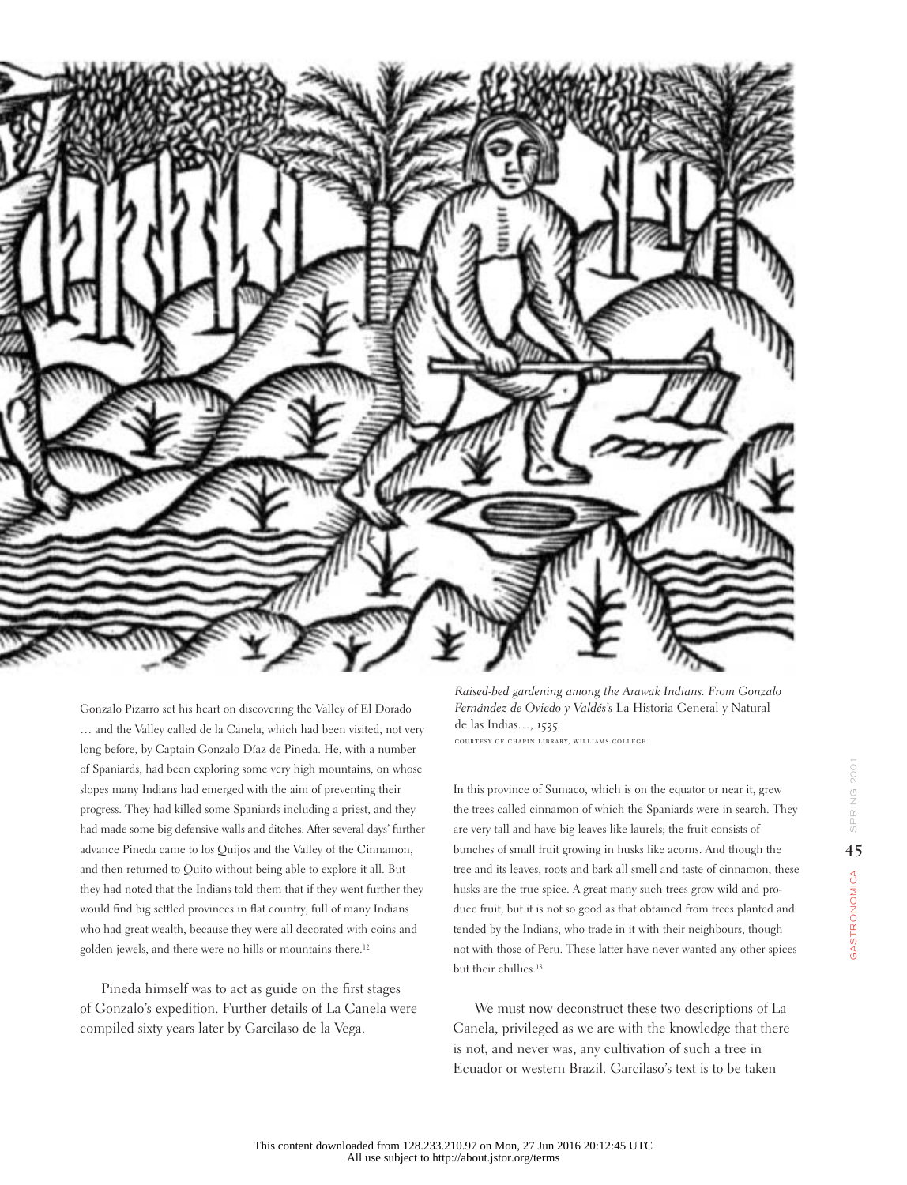Gonzalo Pizarro set his heart on discovering the Valley of El Dorado … and the Valley called de la Canela, which had been visited, not very long before, by Captain Gonzalo Díaz de Pineda. He, with a number of Spaniards, had been exploring some very high mountains, on whose slopes many Indians had emerged with the aim of preventing their progress. They had killed some Spaniards including a priest, and they had made some big defensive walls and ditches. After several days' further advance Pineda came to los Quijos and the Valley of the Cinnamon, and then returned to Quito without being able to explore it all. But they had noted that the Indians told them that if they went further they would find big settled provinces in flat country, full of many Indians who had great wealth, because they were all decorated with coins and golden jewels, and there were no hills or mountains there.[12]

Pineda himself was to act as guide on the first stages of Gonzalo's expedition. Further details of La Canela were compiled sixty years later by Garcilaso de la Vega.

*Raised-bed gardening among the Arawak Indians. From Gonzalo Fernández de Oviedo y Valdés's* La Historia General y Natural de las Indias…, *1535.*
COURTESY OF CHAPIN LIBRARY, WILLIAMS COLLEGE

In this province of Sumaco, which is on the equator or near it, grew the trees called cinnamon of which the Spaniards were in search. They are very tall and have big leaves like laurels; the fruit consists of bunches of small fruit growing in husks like acorns. And though the tree and its leaves, roots and bark all smell and taste of cinnamon, these husks are the true spice. A great many such trees grow wild and produce fruit, but it is not so good as that obtained from trees planted and tended by the Indians, who trade in it with their neighbours, though not with those of Peru. These latter have never wanted any other spices but their chillies.[13]

We must now deconstruct these two descriptions of La Canela, privileged as we are with the knowledge that there is not, and never was, any cultivation of such a tree in Ecuador or western Brazil. Garcilaso's text is to be taken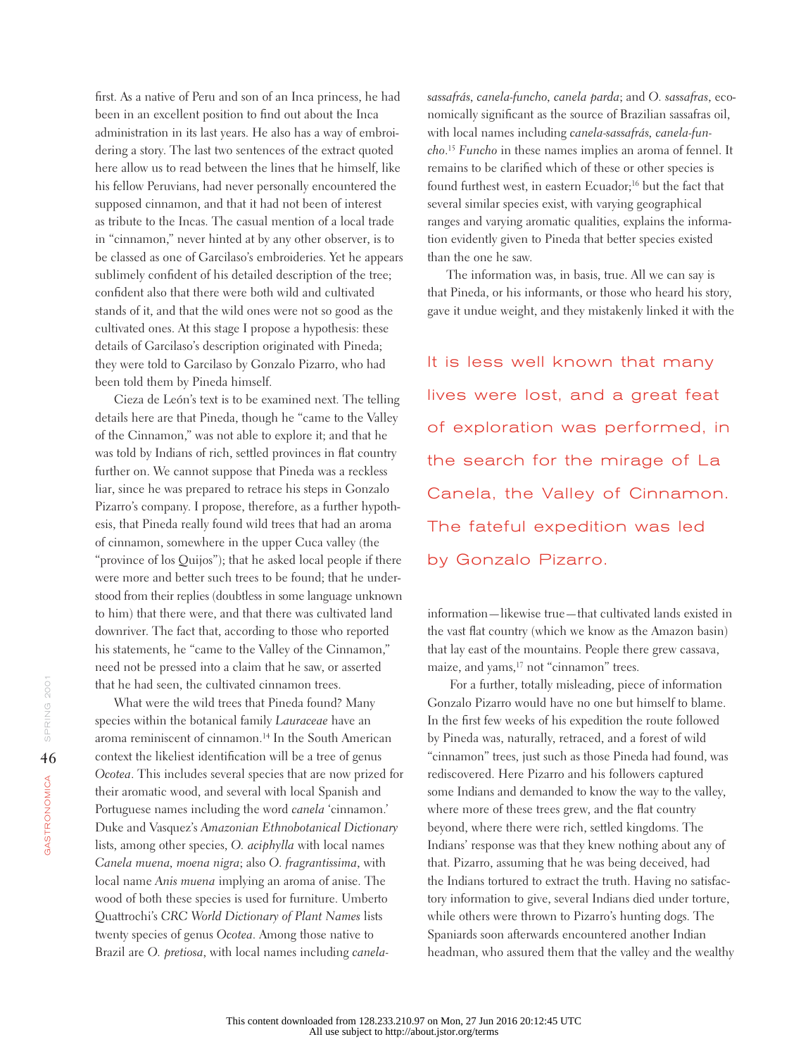first. As a native of Peru and son of an Inca princess, he had been in an excellent position to find out about the Inca administration in its last years. He also has a way of embroidering a story. The last two sentences of the extract quoted here allow us to read between the lines that he himself, like his fellow Peruvians, had never personally encountered the supposed cinnamon, and that it had not been of interest as tribute to the Incas. The casual mention of a local trade in "cinnamon," never hinted at by any other observer, is to be classed as one of Garcilaso's embroideries. Yet he appears sublimely confident of his detailed description of the tree; confident also that there were both wild and cultivated stands of it, and that the wild ones were not so good as the cultivated ones. At this stage I propose a hypothesis: these details of Garcilaso's description originated with Pineda; they were told to Garcilaso by Gonzalo Pizarro, who had been told them by Pineda himself.

Cieza de León's text is to be examined next. The telling details here are that Pineda, though he "came to the Valley of the Cinnamon," was not able to explore it; and that he was told by Indians of rich, settled provinces in flat country further on. We cannot suppose that Pineda was a reckless liar, since he was prepared to retrace his steps in Gonzalo Pizarro's company. I propose, therefore, as a further hypothesis, that Pineda really found wild trees that had an aroma of cinnamon, somewhere in the upper Cuca valley (the "province of los Quijos"); that he asked local people if there were more and better such trees to be found; that he understood from their replies (doubtless in some language unknown to him) that there were, and that there was cultivated land downriver. The fact that, according to those who reported his statements, he "came to the Valley of the Cinnamon," need not be pressed into a claim that he saw, or asserted that he had seen, the cultivated cinnamon trees.

What were the wild trees that Pineda found? Many species within the botanical family *Lauraceae* have an aroma reminiscent of cinnamon.[14] In the South American context the likeliest identification will be a tree of genus *Ocotea*. This includes several species that are now prized for their aromatic wood, and several with local Spanish and Portuguese names including the word *canela* 'cinnamon.' Duke and Vasquez's *Amazonian Ethnobotanical Dictionary* lists, among other species, *O. aciphylla* with local names *Canela muena, moena nigra*; also *O. fragrantissima*, with local name *Anis muena* implying an aroma of anise. The wood of both these species is used for furniture. Umberto Quattrochi's *CRC World Dictionary of Plant Names* lists twenty species of genus *Ocotea*. Among those native to Brazil are *O. pretiosa*, with local names including *canela-sassafrás, canela-funcho, canela parda*; and *O. sassafras*, economically significant as the source of Brazilian sassafras oil, with local names including *canela-sassafrás, canela-funcho*.[15] *Funcho* in these names implies an aroma of fennel. It remains to be clarified which of these or other species is found furthest west, in eastern Ecuador;[16] but the fact that several similar species exist, with varying geographical ranges and varying aromatic qualities, explains the information evidently given to Pineda that better species existed than the one he saw.

The information was, in basis, true. All we can say is that Pineda, or his informants, or those who heard his story, gave it undue weight, and they mistakenly linked it with the information—likewise true—that cultivated lands existed in the vast flat country (which we know as the Amazon basin) that lay east of the mountains. People there grew cassava, maize, and yams,[17] not "cinnamon" trees.

> It is less well known that many lives were lost, and a great feat of exploration was performed, in the search for the mirage of La Canela, the Valley of Cinnamon. The fateful expedition was led by Gonzalo Pizarro.

For a further, totally misleading, piece of information Gonzalo Pizarro would have no one but himself to blame. In the first few weeks of his expedition the route followed by Pineda was, naturally, retraced, and a forest of wild "cinnamon" trees, just such as those Pineda had found, was rediscovered. Here Pizarro and his followers captured some Indians and demanded to know the way to the valley, where more of these trees grew, and the flat country beyond, where there were rich, settled kingdoms. The Indians' response was that they knew nothing about any of that. Pizarro, assuming that he was being deceived, had the Indians tortured to extract the truth. Having no satisfactory information to give, several Indians died under torture, while others were thrown to Pizarro's hunting dogs. The Spaniards soon afterwards encountered another Indian headman, who assured them that the valley and the wealthy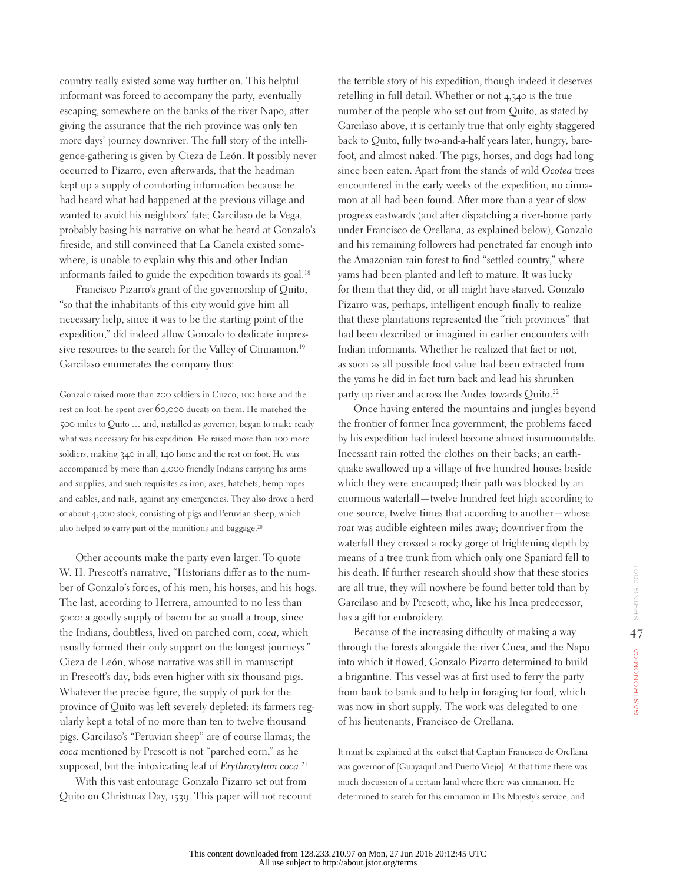country really existed some way further on. This helpful informant was forced to accompany the party, eventually escaping, somewhere on the banks of the river Napo, after giving the assurance that the rich province was only ten more days' journey downriver. The full story of the intelligence-gathering is given by Cieza de León. It possibly never occurred to Pizarro, even afterwards, that the headman kept up a supply of comforting information because he had heard what had happened at the previous village and wanted to avoid his neighbors' fate; Garcilaso de la Vega, probably basing his narrative on what he heard at Gonzalo's fireside, and still convinced that La Canela existed somewhere, is unable to explain why this and other Indian informants failed to guide the expedition towards its goal.[18]

Francisco Pizarro's grant of the governorship of Quito, "so that the inhabitants of this city would give him all necessary help, since it was to be the starting point of the expedition," did indeed allow Gonzalo to dedicate impressive resources to the search for the Valley of Cinnamon.[19] Garcilaso enumerates the company thus:

> Gonzalo raised more than 200 soldiers in Cuzco, 100 horse and the rest on foot: he spent over 60,000 ducats on them. He marched the 500 miles to Quito … and, installed as governor, began to make ready what was necessary for his expedition. He raised more than 100 more soldiers, making 340 in all, 140 horse and the rest on foot. He was accompanied by more than 4,000 friendly Indians carrying his arms and supplies, and such requisites as iron, axes, hatchets, hemp ropes and cables, and nails, against any emergencies. They also drove a herd of about 4,000 stock, consisting of pigs and Peruvian sheep, which also helped to carry part of the munitions and baggage.[20]

Other accounts make the party even larger. To quote W. H. Prescott's narrative, "Historians differ as to the number of Gonzalo's forces, of his men, his horses, and his hogs. The last, according to Herrera, amounted to no less than 5000: a goodly supply of bacon for so small a troop, since the Indians, doubtless, lived on parched corn, *coca*, which usually formed their only support on the longest journeys." Cieza de León, whose narrative was still in manuscript in Prescott's day, bids even higher with six thousand pigs. Whatever the precise figure, the supply of pork for the province of Quito was left severely depleted: its farmers regularly kept a total of no more than ten to twelve thousand pigs. Garcilaso's "Peruvian sheep" are of course llamas; the *coca* mentioned by Prescott is not "parched corn," as he supposed, but the intoxicating leaf of *Erythroxylum coca*.[21]

With this vast entourage Gonzalo Pizarro set out from Quito on Christmas Day, 1539. This paper will not recount the terrible story of his expedition, though indeed it deserves retelling in full detail. Whether or not 4,340 is the true number of the people who set out from Quito, as stated by Garcilaso above, it is certainly true that only eighty staggered back to Quito, fully two-and-a-half years later, hungry, barefoot, and almost naked. The pigs, horses, and dogs had long since been eaten. Apart from the stands of wild *Ocotea* trees encountered in the early weeks of the expedition, no cinnamon at all had been found. After more than a year of slow progress eastwards (and after dispatching a river-borne party under Francisco de Orellana, as explained below), Gonzalo and his remaining followers had penetrated far enough into the Amazonian rain forest to find "settled country," where yams had been planted and left to mature. It was lucky for them that they did, or all might have starved. Gonzalo Pizarro was, perhaps, intelligent enough finally to realize that these plantations represented the "rich provinces" that had been described or imagined in earlier encounters with Indian informants. Whether he realized that fact or not, as soon as all possible food value had been extracted from the yams he did in fact turn back and lead his shrunken party up river and across the Andes towards Quito.[22]

Once having entered the mountains and jungles beyond the frontier of former Inca government, the problems faced by his expedition had indeed become almost insurmountable. Incessant rain rotted the clothes on their backs; an earthquake swallowed up a village of five hundred houses beside which they were encamped; their path was blocked by an enormous waterfall—twelve hundred feet high according to one source, twelve times that according to another—whose roar was audible eighteen miles away; downriver from the waterfall they crossed a rocky gorge of frightening depth by means of a tree trunk from which only one Spaniard fell to his death. If further research should show that these stories are all true, they will nowhere be found better told than by Garcilaso and by Prescott, who, like his Inca predecessor, has a gift for embroidery.

Because of the increasing difficulty of making a way through the forests alongside the river Cuca, and the Napo into which it flowed, Gonzalo Pizarro determined to build a brigantine. This vessel was at first used to ferry the party from bank to bank and to help in foraging for food, which was now in short supply. The work was delegated to one of his lieutenants, Francisco de Orellana.

> It must be explained at the outset that Captain Francisco de Orellana was governor of [Guayaquil and Puerto Viejo]. At that time there was much discussion of a certain land where there was cinnamon. He determined to search for this cinnamon in His Majesty's service, and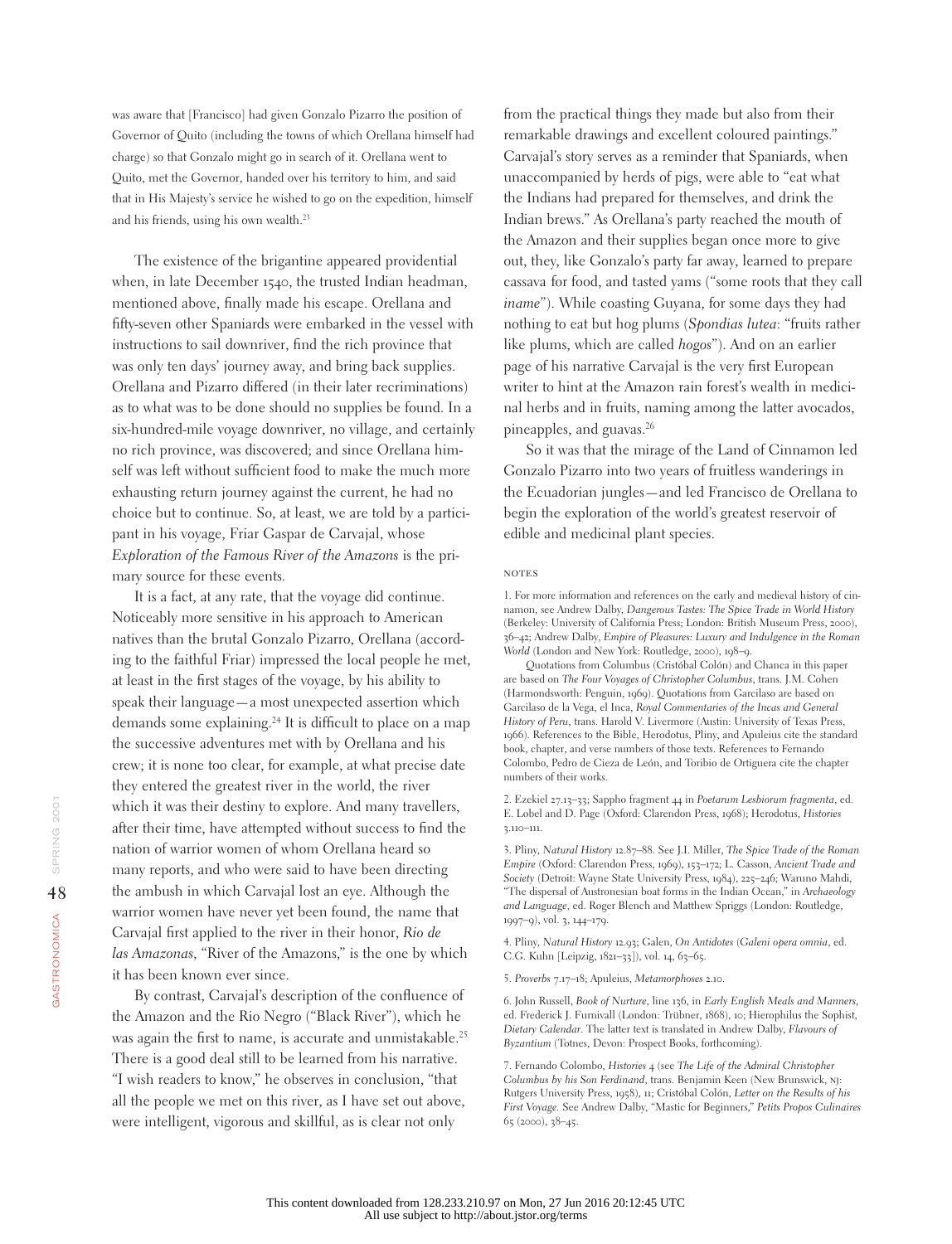was aware that [Francisco] had given Gonzalo Pizarro the position of Governor of Quito (including the towns of which Orellana himself had charge) so that Gonzalo might go in search of it. Orellana went to Quito, met the Governor, handed over his territory to him, and said that in His Majesty's service he wished to go on the expedition, himself and his friends, using his own wealth.[23]

The existence of the brigantine appeared providential when, in late December 1540, the trusted Indian headman, mentioned above, finally made his escape. Orellana and fifty-seven other Spaniards were embarked in the vessel with instructions to sail downriver, find the rich province that was only ten days' journey away, and bring back supplies. Orellana and Pizarro differed (in their later recriminations) as to what was to be done should no supplies be found. In a six-hundred-mile voyage downriver, no village, and certainly no rich province, was discovered; and since Orellana himself was left without sufficient food to make the much more exhausting return journey against the current, he had no choice but to continue. So, at least, we are told by a participant in his voyage, Friar Gaspar de Carvajal, whose *Exploration of the Famous River of the Amazons* is the primary source for these events.

It is a fact, at any rate, that the voyage did continue. Noticeably more sensitive in his approach to American natives than the brutal Gonzalo Pizarro, Orellana (according to the faithful Friar) impressed the local people he met, at least in the first stages of the voyage, by his ability to speak their language—a most unexpected assertion which demands some explaining.[24] It is difficult to place on a map the successive adventures met with by Orellana and his crew; it is none too clear, for example, at what precise date they entered the greatest river in the world, the river which it was their destiny to explore. And many travellers, after their time, have attempted without success to find the nation of warrior women of whom Orellana heard so many reports, and who were said to have been directing the ambush in which Carvajal lost an eye. Although the warrior women have never yet been found, the name that Carvajal first applied to the river in their honor, *Rio de las Amazonas*, "River of the Amazons," is the one by which it has been known ever since.

By contrast, Carvajal's description of the confluence of the Amazon and the Rio Negro ("Black River"), which he was again the first to name, is accurate and unmistakable.[25] There is a good deal still to be learned from his narrative. "I wish readers to know," he observes in conclusion, "that all the people we met on this river, as I have set out above, were intelligent, vigorous and skillful, as is clear not only from the practical things they made but also from their remarkable drawings and excellent coloured paintings." Carvajal's story serves as a reminder that Spaniards, when unaccompanied by herds of pigs, were able to "eat what the Indians had prepared for themselves, and drink the Indian brews." As Orellana's party reached the mouth of the Amazon and their supplies began once more to give out, they, like Gonzalo's party far away, learned to prepare cassava for food, and tasted yams ("some roots that they call *iname*"). While coasting Guyana, for some days they had nothing to eat but hog plums (*Spondias lutea*: "fruits rather like plums, which are called *hogos*"). And on an earlier page of his narrative Carvajal is the very first European writer to hint at the Amazon rain forest's wealth in medicinal herbs and in fruits, naming among the latter avocados, pineapples, and guavas.[26]

So it was that the mirage of the Land of Cinnamon led Gonzalo Pizarro into two years of fruitless wanderings in the Ecuadorian jungles—and led Francisco de Orellana to begin the exploration of the world's greatest reservoir of edible and medicinal plant species.

## NOTES

1. For more information and references on the early and medieval history of cinnamon, see Andrew Dalby, *Dangerous Tastes: The Spice Trade in World History* (Berkeley: University of California Press; London: British Museum Press, 2000), 36–42; Andrew Dalby, *Empire of Pleasures: Luxury and Indulgence in the Roman World* (London and New York: Routledge, 2000), 198–9.

Quotations from Columbus (Cristóbal Colón) and Chanca in this paper are based on *The Four Voyages of Christopher Columbus*, trans. J.M. Cohen (Harmondsworth: Penguin, 1969). Quotations from Garcilaso are based on Garcilaso de la Vega, el Inca, *Royal Commentaries of the Incas and General History of Peru*, trans. Harold V. Livermore (Austin: University of Texas Press, 1966). References to the Bible, Herodotus, Pliny, and Apuleius cite the standard book, chapter, and verse numbers of those texts. References to Fernando Colombo, Pedro de Cieza de León, and Toribio de Ortiguera cite the chapter numbers of their works.

2. Ezekiel 27.13–33; Sappho fragment 44 in *Poetarum Lesbiorum fragmenta*, ed. E. Lobel and D. Page (Oxford: Clarendon Press, 1968); Herodotus, *Histories* 3.110–111.

3. Pliny, *Natural History* 12.87–88. See J.I. Miller, *The Spice Trade of the Roman Empire* (Oxford: Clarendon Press, 1969), 153–172; L. Casson, *Ancient Trade and Society* (Detroit: Wayne State University Press, 1984), 225–246; Waruno Mahdi, "The dispersal of Austronesian boat forms in the Indian Ocean," in *Archaeology and Language*, ed. Roger Blench and Matthew Spriggs (London: Routledge, 1997–9), vol. 3, 144–179.

4. Pliny, *Natural History* 12.93; Galen, *On Antidotes* (*Galeni opera omnia*, ed. C.G. Kuhn [Leipzig, 1821–33]), vol. 14, 63–65.

5. *Proverbs* 7.17–18; Apuleius, *Metamorphoses* 2.10.

6. John Russell, *Book of Nurture*, line 136, in *Early English Meals and Manners*, ed. Frederick J. Furnivall (London: Trübner, 1868), 10; Hierophilus the Sophist, *Dietary Calendar*. The latter text is translated in Andrew Dalby, *Flavours of Byzantium* (Totnes, Devon: Prospect Books, forthcoming).

7. Fernando Colombo, *Histories* 4 (see *The Life of the Admiral Christopher Columbus by his Son Ferdinand*, trans. Benjamin Keen (New Brunswick, NJ: Rutgers University Press, 1958), 11; Cristóbal Colón, *Letter on the Results of his First Voyage*. See Andrew Dalby, "Mastic for Beginners," *Petits Propos Culinaires* 65 (2000), 38–45.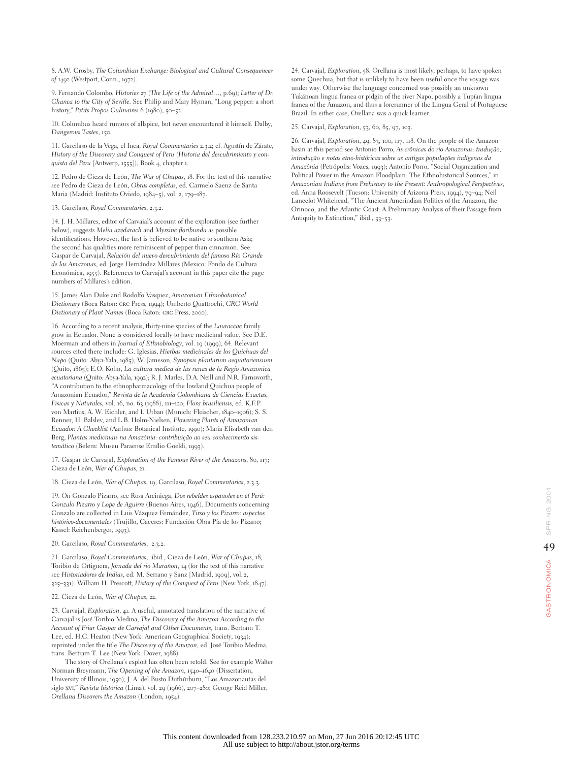8. A.W. Crosby, *The Columbian Exchange: Biological and Cultural Consequences of 1492* (Westport, Conn., 1972).

9. Fernando Colombo, *Histories* 27 (*The Life of the Admiral…*, p.69); *Letter of Dr. Chanca to the City of Seville*. See Philip and Mary Hyman, "Long pepper: a short history," *Petits Propos Culinaires* 6 (1980), 50–52.

10. Columbus heard rumors of allspice, but never encountered it himself. Dalby, *Dangerous Tastes*, 150.

11. Garcilaso de la Vega, el Inca, *Royal Commentaries* 2.3.2; cf. Agustín de Zárate, *History of the Discovery and Conquest of Peru* (*Historia del descubrimiento y conquista del Peru* [Antwerp, 1555]), Book 4, chapter 1.

12. Pedro de Cieza de León, *The War of Chupas*, 18. For the text of this narrative see Pedro de Cieza de León, *Obras completas*, ed. Carmelo Saenz de Santa Maria (Madrid: Instituto Oviedo, 1984–5), vol. 2, 179–187.

13. Garcilaso, *Royal Commentaries*, 2.3.2.

14. J. H. Millares, editor of Carvajal's account of the exploration (see further below), suggests *Melia azedarach* and *Myrsine floribunda* as possible identifications. However, the first is believed to be native to southern Asia; the second has qualities more reminiscent of pepper than cinnamon. See Gaspar de Carvajal, *Relación del nuevo descubrimiento del famoso Río Grande de las Amazonas*, ed. Jorge Hernández Millares (Mexico: Fondo de Cultura Económica, 1955). References to Carvajal's account in this paper cite the page numbers of Millares's edition.

15. James Alan Duke and Rodolfo Vasquez, *Amazonian Ethnobotanical Dictionary* (Boca Raton: CRC Press, 1994); Umberto Quattrochi, *CRC World Dictionary of Plant Names* (Boca Raton: CRC Press, 2000).

16. According to a recent analysis, thirty-nine species of the *Lauraceae* family grow in Ecuador. None is considered locally to have medicinal value. See D.E. Moerman and others in *Journal of Ethnobiology*, vol. 19 (1999), 64. Relevant sources cited there include: G. Iglesias, *Hierbas medicinales de los Quichuas del Napo* (Quito: Abya-Yala, 1985); W. Jameson, *Synopsis plantarum aequatoriensium* (Quito, 1865); E.O. Kohn, *La cultura medica de las runas de la Regio Amazonica ecuatoriana* (Quito: Abya-Yala, 1992); R. J. Marles, D.A. Neill and N.R. Farnsworth, "A contribution to the ethnopharmacology of the lowland Quichua people of Amazonian Ecuador," *Revista de la Academia Colombiana de Ciencias Exactas, Fisicas y Naturales*, vol. 16, no. 63 (1988), 111–120; *Flora brasiliensis*, ed. K.F.P. von Martius, A. W. Eichler, and I. Urban (Munich: Fleischer, 1840–1906); S. S. Renner, H. Balslev, and L.B. Holm-Nielsen, *Flowering Plants of Amazonian Ecuador: A Checklist* (Aarhus: Botanical Institute, 1990); Maria Elisabeth van den Berg, *Plantas medicinais na Amazônia: contribuição ao seu conhecimento sistemático* (Belem: Museu Paraense Emílio Goeldi, 1993).

17. Gaspar de Carvajal, *Exploration of the Famous River of the Amazons*, 80, 117; Cieza de León, *War of Chupas*, 21.

18. Cieza de León, *War of Chupas*, 19; Garcilaso, *Royal Commentaries*, 2.3.3.

19. On Gonzalo Pizarro, see Rosa Arciniega, *Dos rebeldes españoles en el Perú: Gonzalo Pizarro y Lope de Aguirre* (Buenos Aires, 1946). Documents concerning Gonzalo are collected in Luis Vázquez Fernández, *Tirso y los Pizarro: aspectos histórico-documentales* (Trujillo, Cáceres: Fundación Obra Pía de los Pizarro; Kassel: Reichenberger, 1993).

20. Garcilaso, *Royal Commentaries*, 2.3.2.

21. Garcilaso, *Royal Commentaries*, ibid.; Cieza de León, *War of Chupas*, 18; Toribio de Ortiguera, *Jornada del rio Marañon*, 14 (for the text of this narrative see *Historiadores de Indias*, ed. M. Serrano y Sanz [Madrid, 1909], vol. 2, 325–331). William H. Prescott, *History of the Conquest of Peru* (New York, 1847).

22. Cieza de León, *War of Chupas*, 22.

23. Carvajal, *Exploration*, 41. A useful, annotated translation of the narrative of Carvajal is José Toribio Medina, *The Discovery of the Amazon According to the Account of Friar Gaspar de Carvajal and Other Documents*, trans. Bertram T. Lee, ed. H.C. Heaton (New York: American Geographical Society, 1934); reprinted under the title *The Discovery of the Amazon*, ed. José Toribio Medina, trans. Bertram T. Lee (New York: Dover, 1988).

The story of Orellana's exploit has often been retold. See for example Walter Norman Breymann, *The Opening of the Amazon, 1540–1640* (Dissertation, University of Illinois, 1950); J. A. del Busto Duthúrburu, "Los Amazonautas del siglo XVI," *Revista histórica* (Lima), vol. 29 (1966), 207–280; George Reid Miller, *Orellana Discovers the Amazon* (London, 1954).

24. Carvajal, *Exploration*, 58. Orellana is most likely, perhaps, to have spoken some Quechua, but that is unlikely to have been useful once the voyage was under way. Otherwise the language concerned was possibly an unknown Tukánoan lingua franca or pidgin of the river Napo, possibly a Tupían lingua franca of the Amazon, and thus a forerunner of the Lingua Geral of Portuguese Brazil. In either case, Orellana was a quick learner.

25. Carvajal, *Exploration*, 53, 60, 85, 97, 103.

26. Carvajal, *Exploration*, 49, 83, 100, 117, 118. On the people of the Amazon basin at this period see Antonio Porro, *As crônicas do rio Amazonas: tradução, introdução e notas etno-históricas sobre as antigas populações indígenas da Amazônia* (Petrópolis: Vozes, 1993); Antonio Porro, "Social Organization and Political Power in the Amazon Floodplain: The Ethnohistorical Sources," in *Amazonian Indians from Prehistory to the Present: Anthropological Perspectives*, ed. Anna Roosevelt (Tucson: University of Arizona Press, 1994), 79–94; Neil Lancelot Whitehead, "The Ancient Amerindian Polities of the Amazon, the Orinoco, and the Atlantic Coast: A Preliminary Analysis of their Passage from Antiquity to Extinction," ibid., 33–53.